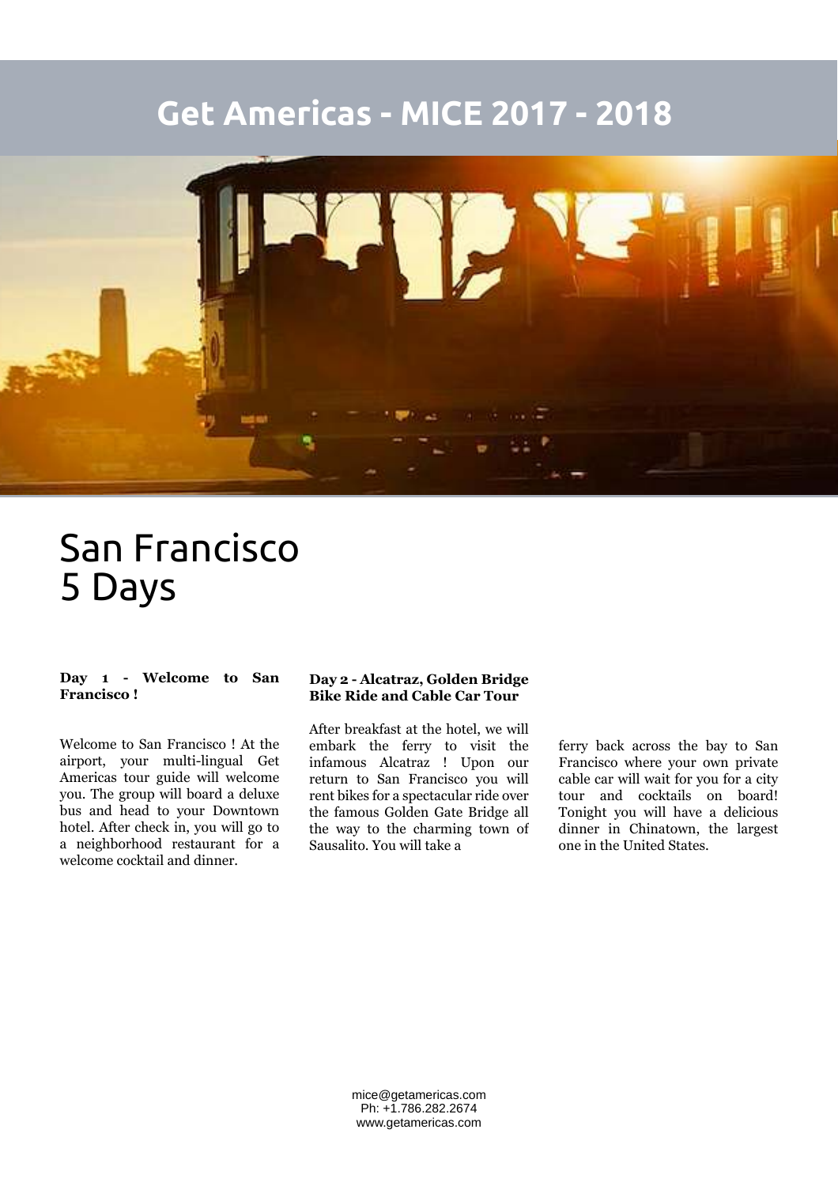# Get Americas - MICE 2017 - 2018

## San Francisco
## 5 Days

### Day 1 - Welcome to San Francisco !

Welcome to San Francisco ! At the airport, your multi-lingual Get Americas tour guide will welcome you. The group will board a deluxe bus and head to your Downtown hotel. After check in, you will go to a neighborhood restaurant for a welcome cocktail and dinner.

### Day 2 - Alcatraz, Golden Bridge Bike Ride and Cable Car Tour

After breakfast at the hotel, we will embark the ferry to visit the infamous Alcatraz ! Upon our return to San Francisco you will rent bikes for a spectacular ride over the famous Golden Gate Bridge all the way to the charming town of Sausalito. You will take a ferry back across the bay to San Francisco where your own private cable car will wait for you for a city tour and cocktails on board! Tonight you will have a delicious dinner in Chinatown, the largest one in the United States.

mice@getamericas.com
Ph: +1.786.282.2674
www.getamericas.com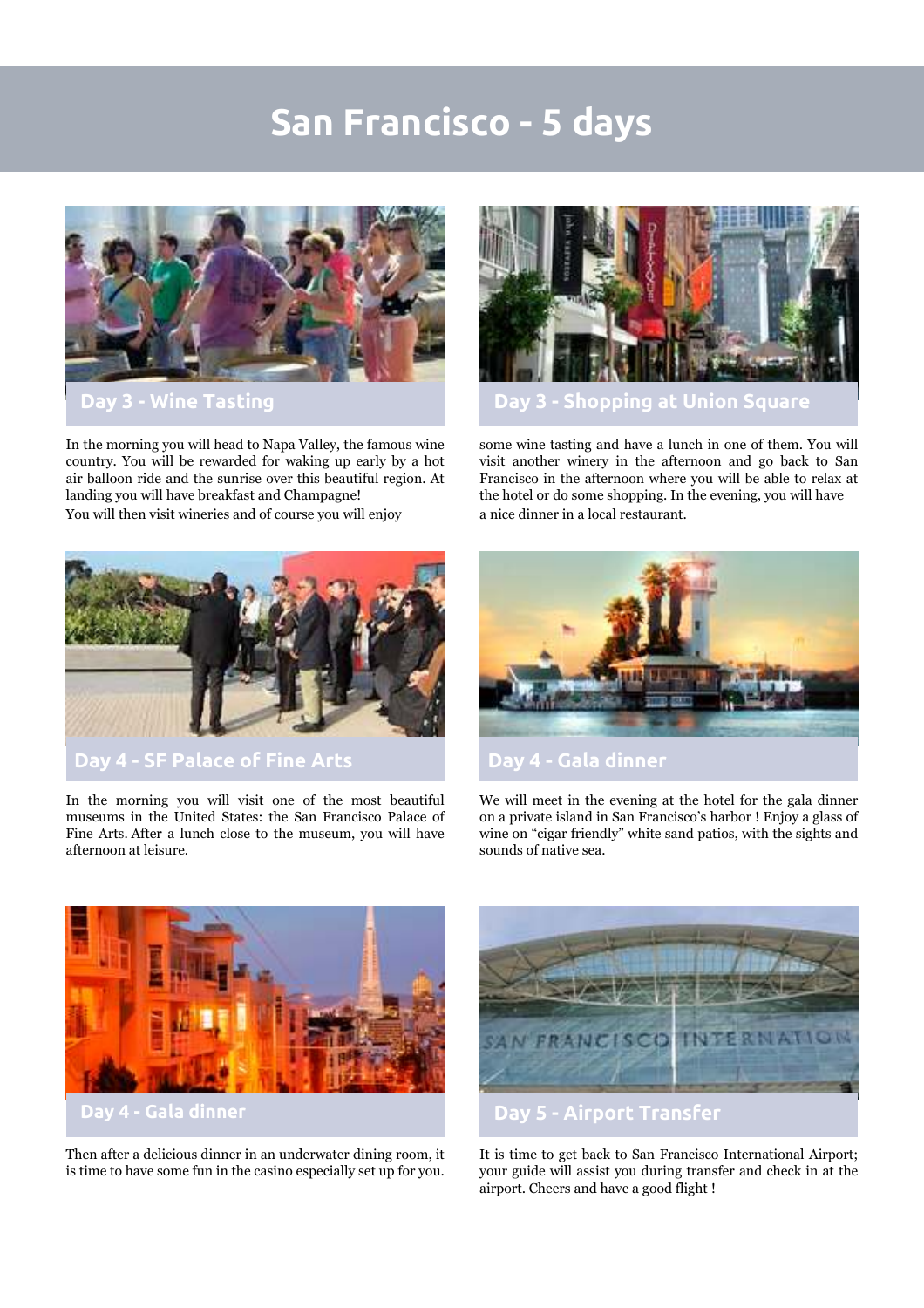# San Francisco - 5 days

## Day 3 - Wine Tasting

## Day 3 - Shopping at Union Square

In the morning you will head to Napa Valley, the famous wine country. You will be rewarded for waking up early by a hot air balloon ride and the sunrise over this beautiful region. At landing you will have breakfast and Champagne!
You will then visit wineries and of course you will enjoy some wine tasting and have a lunch in one of them. You will visit another winery in the afternoon and go back to San Francisco in the afternoon where you will be able to relax at the hotel or do some shopping. In the evening, you will have a nice dinner in a local restaurant.

## Day 4 - SF Palace of Fine Arts

In the morning you will visit one of the most beautiful museums in the United States: the San Francisco Palace of Fine Arts. After a lunch close to the museum, you will have afternoon at leisure.

## Day 4 - Gala dinner

We will meet in the evening at the hotel for the gala dinner on a private island in San Francisco's harbor ! Enjoy a glass of wine on "cigar friendly" white sand patios, with the sights and sounds of native sea.

## Day 4 - Gala dinner

Then after a delicious dinner in an underwater dining room, it is time to have some fun in the casino especially set up for you.

## Day 5 - Airport Transfer

It is time to get back to San Francisco International Airport; your guide will assist you during transfer and check in at the airport. Cheers and have a good flight !